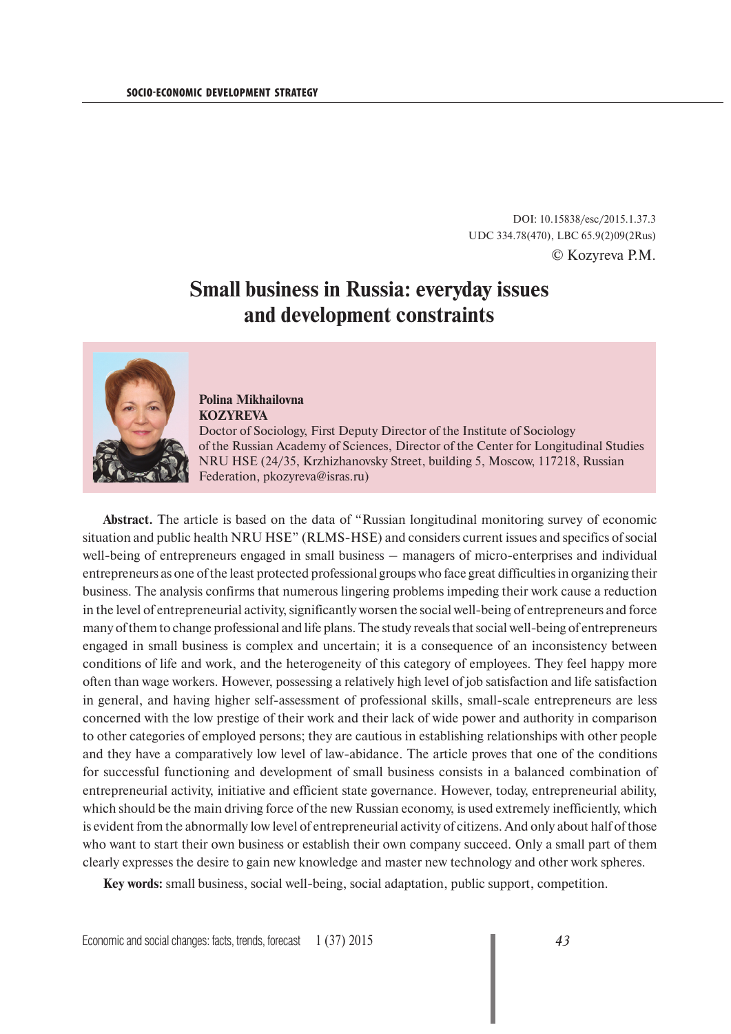DOI: 10.15838/esc/2015.1.37.3
UDC 334.78(470), LBC 65.9(2)09(2Rus)
© Kozyreva P.M.

# Small business in Russia: everyday issues and development constraints

**Polina Mikhailovna KOZYREVA**
Doctor of Sociology, First Deputy Director of the Institute of Sociology of the Russian Academy of Sciences, Director of the Center for Longitudinal Studies NRU HSE (24/35, Krzhizhanovsky Street, building 5, Moscow, 117218, Russian Federation, pkozyreva@isras.ru)

**Abstract.** The article is based on the data of "Russian longitudinal monitoring survey of economic situation and public health NRU HSE" (RLMS-HSE) and considers current issues and specifics of social well-being of entrepreneurs engaged in small business – managers of micro-enterprises and individual entrepreneurs as one of the least protected professional groups who face great difficulties in organizing their business. The analysis confirms that numerous lingering problems impeding their work cause a reduction in the level of entrepreneurial activity, significantly worsen the social well-being of entrepreneurs and force many of them to change professional and life plans. The study reveals that social well-being of entrepreneurs engaged in small business is complex and uncertain; it is a consequence of an inconsistency between conditions of life and work, and the heterogeneity of this category of employees. They feel happy more often than wage workers. However, possessing a relatively high level of job satisfaction and life satisfaction in general, and having higher self-assessment of professional skills, small-scale entrepreneurs are less concerned with the low prestige of their work and their lack of wide power and authority in comparison to other categories of employed persons; they are cautious in establishing relationships with other people and they have a comparatively low level of law-abidance. The article proves that one of the conditions for successful functioning and development of small business consists in a balanced combination of entrepreneurial activity, initiative and efficient state governance. However, today, entrepreneurial ability, which should be the main driving force of the new Russian economy, is used extremely inefficiently, which is evident from the abnormally low level of entrepreneurial activity of citizens. And only about half of those who want to start their own business or establish their own company succeed. Only a small part of them clearly expresses the desire to gain new knowledge and master new technology and other work spheres.

**Key words:** small business, social well-being, social adaptation, public support, competition.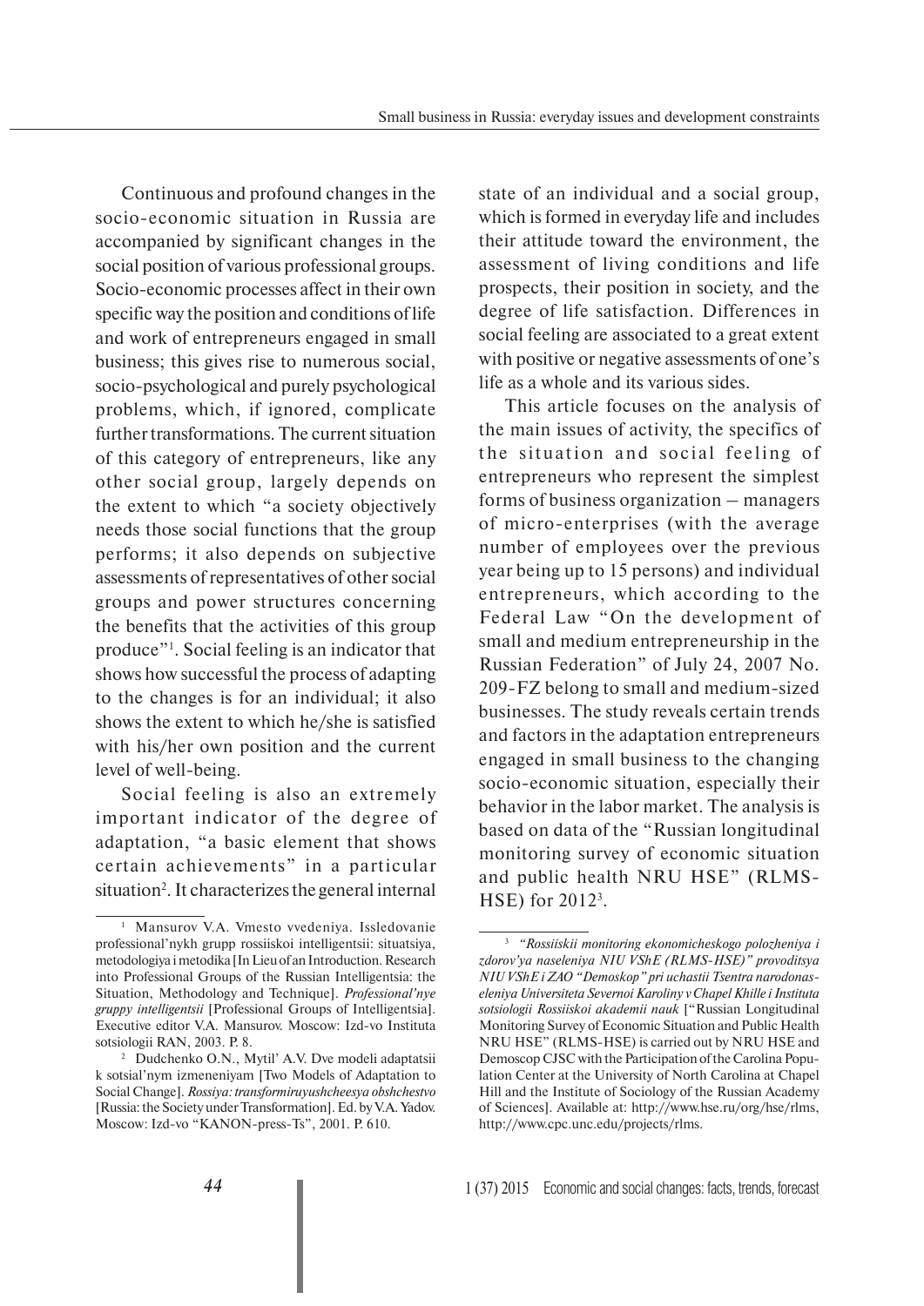Continuous and profound changes in the socio-economic situation in Russia are accompanied by significant changes in the social position of various professional groups. Socio-economic processes affect in their own specific way the position and conditions of life and work of entrepreneurs engaged in small business; this gives rise to numerous social, socio-psychological and purely psychological problems, which, if ignored, complicate further transformations. The current situation of this category of entrepreneurs, like any other social group, largely depends on the extent to which "a society objectively needs those social functions that the group performs; it also depends on subjective assessments of representatives of other social groups and power structures concerning the benefits that the activities of this group produce"[1]. Social feeling is an indicator that shows how successful the process of adapting to the changes is for an individual; it also shows the extent to which he/she is satisfied with his/her own position and the current level of well-being.

Social feeling is also an extremely important indicator of the degree of adaptation, "a basic element that shows certain achievements" in a particular situation[2]. It characterizes the general internal state of an individual and a social group, which is formed in everyday life and includes their attitude toward the environment, the assessment of living conditions and life prospects, their position in society, and the degree of life satisfaction. Differences in social feeling are associated to a great extent with positive or negative assessments of one's life as a whole and its various sides.

This article focuses on the analysis of the main issues of activity, the specifics of the situation and social feeling of entrepreneurs who represent the simplest forms of business organization – managers of micro-enterprises (with the average number of employees over the previous year being up to 15 persons) and individual entrepreneurs, which according to the Federal Law "On the development of small and medium entrepreneurship in the Russian Federation" of July 24, 2007 No. 209-FZ belong to small and medium-sized businesses. The study reveals certain trends and factors in the adaptation entrepreneurs engaged in small business to the changing socio-economic situation, especially their behavior in the labor market. The analysis is based on data of the "Russian longitudinal monitoring survey of economic situation and public health NRU HSE" (RLMS-HSE) for 2012[3].

---

[1] Mansurov V.A. Vmesto vvedeniya. Issledovanie professional'nykh grupp rossiiskoi intelligentsii: situatsiya, metodologiya i metodika [In Lieu of an Introduction. Research into Professional Groups of the Russian Intelligentsia: the Situation, Methodology and Technique]. *Professional'nye gruppy intelligentsii* [Professional Groups of Intelligentsia]. Executive editor V.A. Mansurov. Moscow: Izd-vo Instituta sotsiologii RAN, 2003. P. 8.

[2] Dudchenko O.N., Mytil' A.V. Dve modeli adaptatsii k sotsial'nym izmeneniyam [Two Models of Adaptation to Social Change]. *Rossiya: transformiruyushcheesya obshchestvo* [Russia: the Society under Transformation]. Ed. by V.A. Yadov. Moscow: Izd-vo "KANON-press-Ts", 2001. P. 610.

[3] *"Rossiiskii monitoring ekonomicheskogo polozheniya i zdorov'ya naseleniya NIU VShE (RLMS-HSE)" provoditsya NIU VShE i ZAO "Demoskop" pri uchastii Tsentra narodonaseleniya Universiteta Severnoi Karoliny v Chapel Khille i Instituta sotsiologii Rossiiskoi akademii nauk* ["Russian Longitudinal Monitoring Survey of Economic Situation and Public Health NRU HSE" (RLMS-HSE) is carried out by NRU HSE and Demoscop CJSC with the Participation of the Carolina Population Center at the University of North Carolina at Chapel Hill and the Institute of Sociology of the Russian Academy of Sciences]. Available at: http://www.hse.ru/org/hse/rlms, http://www.cpc.unc.edu/projects/rlms.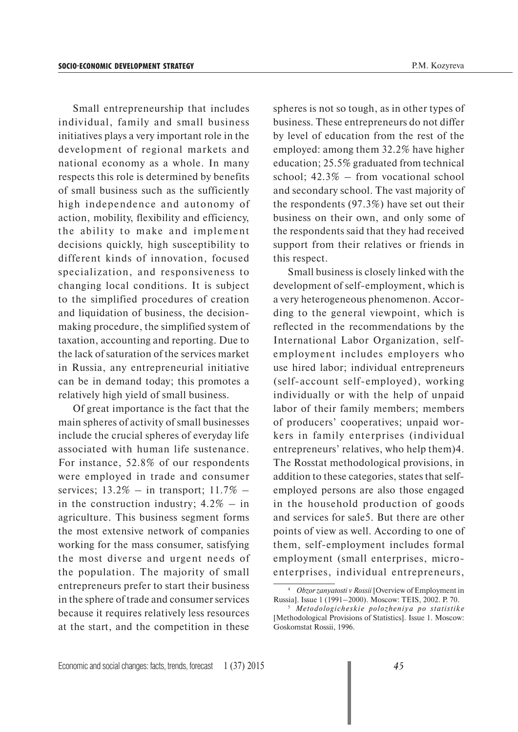Small entrepreneurship that includes individual, family and small business initiatives plays a very important role in the development of regional markets and national economy as a whole. In many respects this role is determined by benefits of small business such as the sufficiently high independence and autonomy of action, mobility, flexibility and efficiency, the ability to make and implement decisions quickly, high susceptibility to different kinds of innovation, focused specialization, and responsiveness to changing local conditions. It is subject to the simplified procedures of creation and liquidation of business, the decision-making procedure, the simplified system of taxation, accounting and reporting. Due to the lack of saturation of the services market in Russia, any entrepreneurial initiative can be in demand today; this promotes a relatively high yield of small business.

Of great importance is the fact that the main spheres of activity of small businesses include the crucial spheres of everyday life associated with human life sustenance. For instance, 52.8% of our respondents were employed in trade and consumer services; 13.2% – in transport; 11.7% – in the construction industry; 4.2% – in agriculture. This business segment forms the most extensive network of companies working for the mass consumer, satisfying the most diverse and urgent needs of the population. The majority of small entrepreneurs prefer to start their business in the sphere of trade and consumer services because it requires relatively less resources at the start, and the competition in these spheres is not so tough, as in other types of business. These entrepreneurs do not differ by level of education from the rest of the employed: among them 32.2% have higher education; 25.5% graduated from technical school; 42.3% – from vocational school and secondary school. The vast majority of the respondents (97.3%) have set out their business on their own, and only some of the respondents said that they had received support from their relatives or friends in this respect.

Small business is closely linked with the development of self-employment, which is a very heterogeneous phenomenon. According to the general viewpoint, which is reflected in the recommendations by the International Labor Organization, self-employment includes employers who use hired labor; individual entrepreneurs (self-account self-employed), working individually or with the help of unpaid labor of their family members; members of producers' cooperatives; unpaid workers in family enterprises (individual entrepreneurs' relatives, who help them)[4]. The Rosstat methodological provisions, in addition to these categories, states that self-employed persons are also those engaged in the household production of goods and services for sale[5]. But there are other points of view as well. According to one of them, self-employment includes formal employment (small enterprises, micro-enterprises, individual entrepreneurs,

---

[4] *Obzor zanyatosti v Rossii* [Overview of Employment in Russia]. Issue 1 (1991–2000). Moscow: TEIS, 2002. P. 70.

[5] *Metodologicheskie polozheniya po statistike* [Methodological Provisions of Statistics]. Issue 1. Moscow: Goskomstat Rossii, 1996.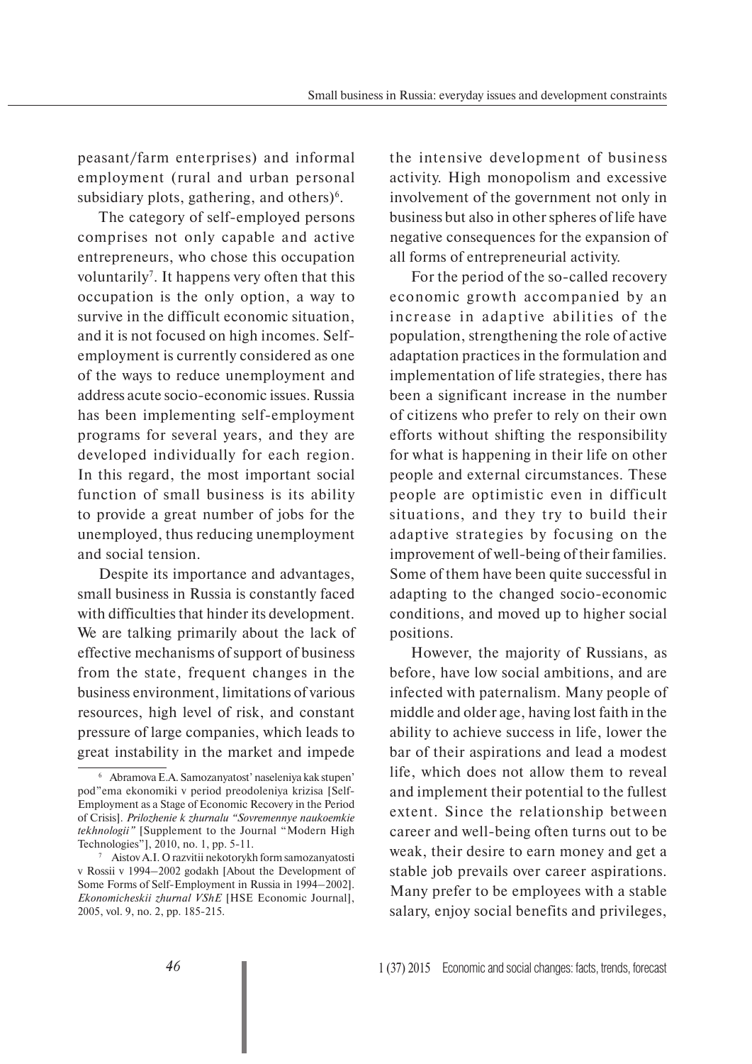peasant/farm enterprises) and informal employment (rural and urban personal subsidiary plots, gathering, and others)[6].

The category of self-employed persons comprises not only capable and active entrepreneurs, who chose this occupation voluntarily[7]. It happens very often that this occupation is the only option, a way to survive in the difficult economic situation, and it is not focused on high incomes. Self-employment is currently considered as one of the ways to reduce unemployment and address acute socio-economic issues. Russia has been implementing self-employment programs for several years, and they are developed individually for each region. In this regard, the most important social function of small business is its ability to provide a great number of jobs for the unemployed, thus reducing unemployment and social tension.

Despite its importance and advantages, small business in Russia is constantly faced with difficulties that hinder its development. We are talking primarily about the lack of effective mechanisms of support of business from the state, frequent changes in the business environment, limitations of various resources, high level of risk, and constant pressure of large companies, which leads to great instability in the market and impede the intensive development of business activity. High monopolism and excessive involvement of the government not only in business but also in other spheres of life have negative consequences for the expansion of all forms of entrepreneurial activity.

For the period of the so-called recovery economic growth accompanied by an increase in adaptive abilities of the population, strengthening the role of active adaptation practices in the formulation and implementation of life strategies, there has been a significant increase in the number of citizens who prefer to rely on their own efforts without shifting the responsibility for what is happening in their life on other people and external circumstances. These people are optimistic even in difficult situations, and they try to build their adaptive strategies by focusing on the improvement of well-being of their families. Some of them have been quite successful in adapting to the changed socio-economic conditions, and moved up to higher social positions.

However, the majority of Russians, as before, have low social ambitions, and are infected with paternalism. Many people of middle and older age, having lost faith in the ability to achieve success in life, lower the bar of their aspirations and lead a modest life, which does not allow them to reveal and implement their potential to the fullest extent. Since the relationship between career and well-being often turns out to be weak, their desire to earn money and get a stable job prevails over career aspirations. Many prefer to be employees with a stable salary, enjoy social benefits and privileges,

---

[6] Abramova E.A. Samozanyatost' naseleniya kak stupen' pod"ema ekonomiki v period preodoleniya krizisa [Self-Employment as a Stage of Economic Recovery in the Period of Crisis]. *Prilozhenie k zhurnalu "Sovremennye naukoemkie tekhnologii"* [Supplement to the Journal "Modern High Technologies"], 2010, no. 1, pp. 5-11.

[7] Aistov A.I. O razvitii nekotorykh form samozanyatosti v Rossii v 1994–2002 godakh [About the Development of Some Forms of Self-Employment in Russia in 1994–2002]. *Ekonomicheskii zhurnal VShE* [HSE Economic Journal], 2005, vol. 9, no. 2, pp. 185-215.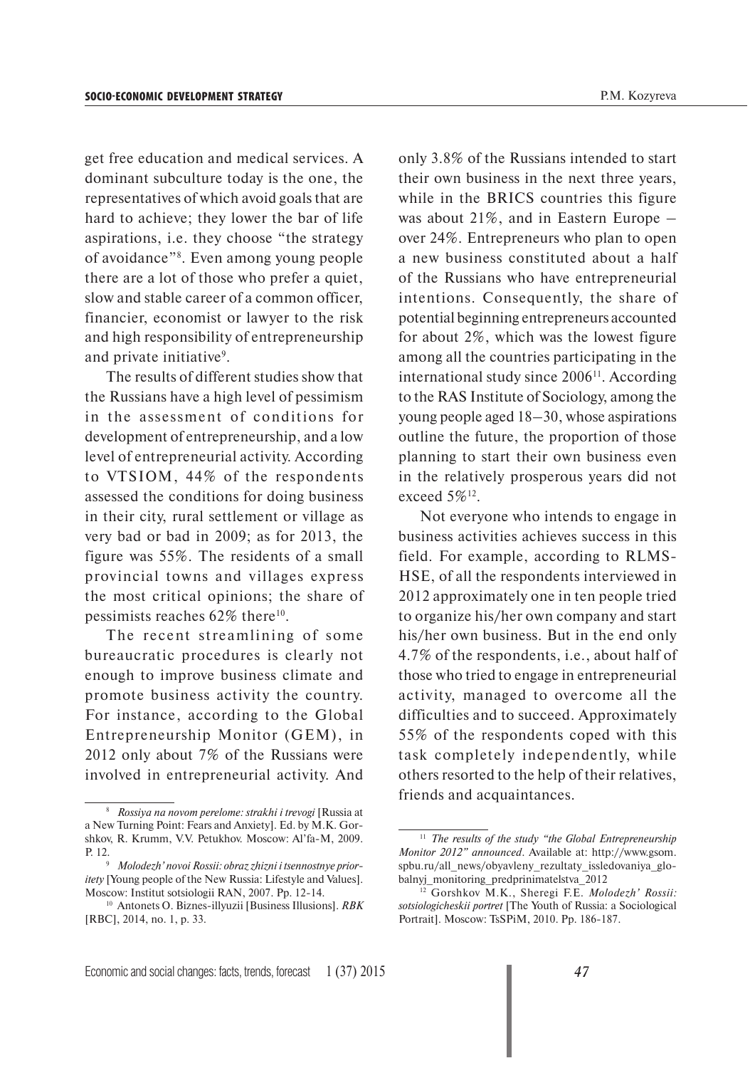get free education and medical services. A dominant subculture today is the one, the representatives of which avoid goals that are hard to achieve; they lower the bar of life aspirations, i.e. they choose "the strategy of avoidance"[8]. Even among young people there are a lot of those who prefer a quiet, slow and stable career of a common officer, financier, economist or lawyer to the risk and high responsibility of entrepreneurship and private initiative[9].

The results of different studies show that the Russians have a high level of pessimism in the assessment of conditions for development of entrepreneurship, and a low level of entrepreneurial activity. According to VTSIOM, 44% of the respondents assessed the conditions for doing business in their city, rural settlement or village as very bad or bad in 2009; as for 2013, the figure was 55%. The residents of a small provincial towns and villages express the most critical opinions; the share of pessimists reaches 62% there[10].

The recent streamlining of some bureaucratic procedures is clearly not enough to improve business climate and promote business activity the country. For instance, according to the Global Entrepreneurship Monitor (GEM), in 2012 only about 7% of the Russians were involved in entrepreneurial activity. And only 3.8% of the Russians intended to start their own business in the next three years, while in the BRICS countries this figure was about 21%, and in Eastern Europe – over 24%. Entrepreneurs who plan to open a new business constituted about a half of the Russians who have entrepreneurial intentions. Consequently, the share of potential beginning entrepreneurs accounted for about 2%, which was the lowest figure among all the countries participating in the international study since 2006[11]. According to the RAS Institute of Sociology, among the young people aged 18–30, whose aspirations outline the future, the proportion of those planning to start their own business even in the relatively prosperous years did not exceed 5%[12].

Not everyone who intends to engage in business activities achieves success in this field. For example, according to RLMS-HSE, of all the respondents interviewed in 2012 approximately one in ten people tried to organize his/her own company and start his/her own business. But in the end only 4.7% of the respondents, i.e., about half of those who tried to engage in entrepreneurial activity, managed to overcome all the difficulties and to succeed. Approximately 55% of the respondents coped with this task completely independently, while others resorted to the help of their relatives, friends and acquaintances.

---

[8] *Rossiya na novom perelome: strakhi i trevogi* [Russia at a New Turning Point: Fears and Anxiety]. Ed. by M.K. Gorshkov, R. Krumm, V.V. Petukhov. Moscow: Al'fa-M, 2009. P. 12.

[9] *Molodezh' novoi Rossii: obraz zhizni i tsennostnye prioritety* [Young people of the New Russia: Lifestyle and Values]. Moscow: Institut sotsiologii RAN, 2007. Pp. 12-14.

[10] Antonets O. Biznes-illyuzii [Business Illusions]. *RBK* [RBC], 2014, no. 1, p. 33.

[11] *The results of the study "the Global Entrepreneurship Monitor 2012" announced*. Available at: http://www.gsom.spbu.ru/all_news/obyavleny_rezultaty_issledovaniya_globalnyj_monitoring_predprinimatelstva_2012

[12] Gorshkov M.K., Sheregi F.E. *Molodezh' Rossii: sotsiologicheskii portret* [The Youth of Russia: a Sociological Portrait]. Moscow: TsSPiM, 2010. Pp. 186-187.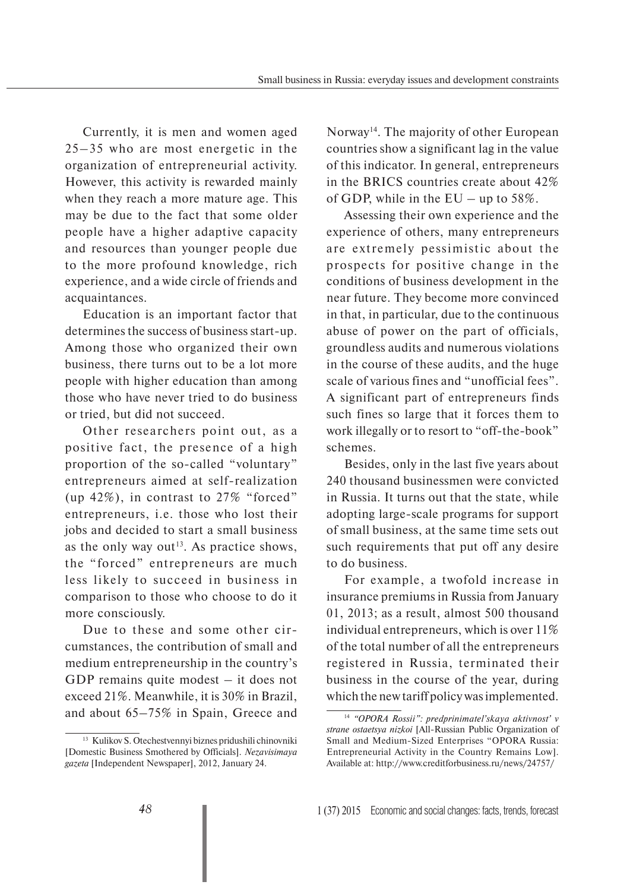Currently, it is men and women aged 25–35 who are most energetic in the organization of entrepreneurial activity. However, this activity is rewarded mainly when they reach a more mature age. This may be due to the fact that some older people have a higher adaptive capacity and resources than younger people due to the more profound knowledge, rich experience, and a wide circle of friends and acquaintances.

Education is an important factor that determines the success of business start-up. Among those who organized their own business, there turns out to be a lot more people with higher education than among those who have never tried to do business or tried, but did not succeed.

Other researchers point out, as a positive fact, the presence of a high proportion of the so-called "voluntary" entrepreneurs aimed at self-realization (up 42%), in contrast to 27% "forced" entrepreneurs, i.e. those who lost their jobs and decided to start a small business as the only way out[13]. As practice shows, the "forced" entrepreneurs are much less likely to succeed in business in comparison to those who choose to do it more consciously.

Due to these and some other circumstances, the contribution of small and medium entrepreneurship in the country's GDP remains quite modest – it does not exceed 21%. Meanwhile, it is 30% in Brazil, and about 65–75% in Spain, Greece and Norway[14]. The majority of other European countries show a significant lag in the value of this indicator. In general, entrepreneurs in the BRICS countries create about 42% of GDP, while in the EU – up to 58%.

Assessing their own experience and the experience of others, many entrepreneurs are extremely pessimistic about the prospects for positive change in the conditions of business development in the near future. They become more convinced in that, in particular, due to the continuous abuse of power on the part of officials, groundless audits and numerous violations in the course of these audits, and the huge scale of various fines and "unofficial fees". A significant part of entrepreneurs finds such fines so large that it forces them to work illegally or to resort to "off-the-book" schemes.

Besides, only in the last five years about 240 thousand businessmen were convicted in Russia. It turns out that the state, while adopting large-scale programs for support of small business, at the same time sets out such requirements that put off any desire to do business.

For example, a twofold increase in insurance premiums in Russia from January 01, 2013; as a result, almost 500 thousand individual entrepreneurs, which is over 11% of the total number of all the entrepreneurs registered in Russia, terminated their business in the course of the year, during which the new tariff policy was implemented.

---

[13] Kulikov S. Otechestvennyi biznes pridushili chinovniki [Domestic Business Smothered by Officials]. *Nezavisimaya gazeta* [Independent Newspaper], 2012, January 24.

[14] *"OPORA Rossii": predprinimatel'skaya aktivnost' v strane ostaetsya nizkoi* [All-Russian Public Organization of Small and Medium-Sized Enterprises "OPORA Russia: Entrepreneurial Activity in the Country Remains Low]. Available at: http://www.creditforbusiness.ru/news/24757/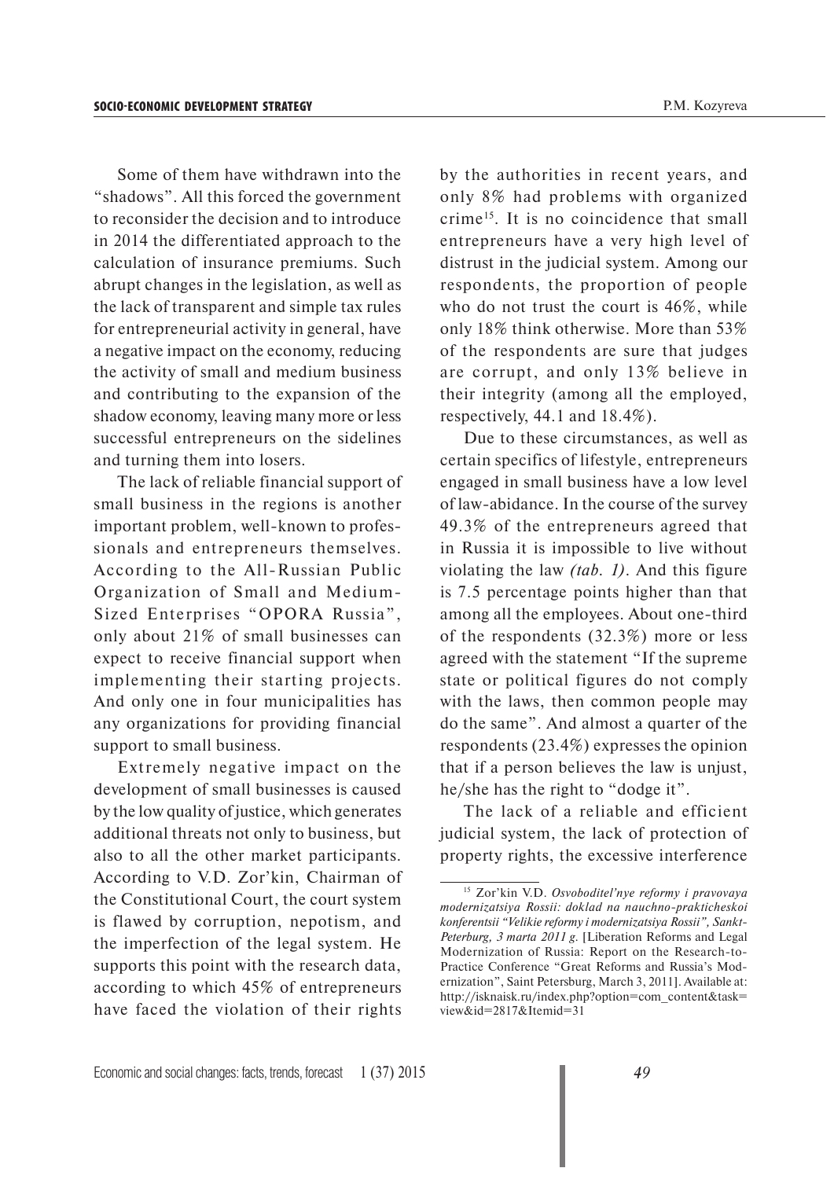Some of them have withdrawn into the "shadows". All this forced the government to reconsider the decision and to introduce in 2014 the differentiated approach to the calculation of insurance premiums. Such abrupt changes in the legislation, as well as the lack of transparent and simple tax rules for entrepreneurial activity in general, have a negative impact on the economy, reducing the activity of small and medium business and contributing to the expansion of the shadow economy, leaving many more or less successful entrepreneurs on the sidelines and turning them into losers.

The lack of reliable financial support of small business in the regions is another important problem, well-known to professionals and entrepreneurs themselves. According to the All-Russian Public Organization of Small and Medium-Sized Enterprises "OPORA Russia", only about 21% of small businesses can expect to receive financial support when implementing their starting projects. And only one in four municipalities has any organizations for providing financial support to small business.

Extremely negative impact on the development of small businesses is caused by the low quality of justice, which generates additional threats not only to business, but also to all the other market participants. According to V.D. Zor'kin, Chairman of the Constitutional Court, the court system is flawed by corruption, nepotism, and the imperfection of the legal system. He supports this point with the research data, according to which 45% of entrepreneurs have faced the violation of their rights by the authorities in recent years, and only 8% had problems with organized crime[15]. It is no coincidence that small entrepreneurs have a very high level of distrust in the judicial system. Among our respondents, the proportion of people who do not trust the court is 46%, while only 18% think otherwise. More than 53% of the respondents are sure that judges are corrupt, and only 13% believe in their integrity (among all the employed, respectively, 44.1 and 18.4%).

Due to these circumstances, as well as certain specifics of lifestyle, entrepreneurs engaged in small business have a low level of law-abidance. In the course of the survey 49.3% of the entrepreneurs agreed that in Russia it is impossible to live without violating the law *(tab. 1)*. And this figure is 7.5 percentage points higher than that among all the employees. About one-third of the respondents (32.3%) more or less agreed with the statement "If the supreme state or political figures do not comply with the laws, then common people may do the same". And almost a quarter of the respondents (23.4%) expresses the opinion that if a person believes the law is unjust, he/she has the right to "dodge it".

The lack of a reliable and efficient judicial system, the lack of protection of property rights, the excessive interference

---

[15] Zor'kin V.D. *Osvoboditel'nye reformy i pravovaya modernizatsiya Rossii: doklad na nauchno-prakticheskoi konferentsii "Velikie reformy i modernizatsiya Rossii", Sankt-Peterburg, 3 marta 2011 g.* [Liberation Reforms and Legal Modernization of Russia: Report on the Research-to-Practice Conference "Great Reforms and Russia's Modernization", Saint Petersburg, March 3, 2011]. Available at: http://isknaisk.ru/index.php?option=com_content&task=view&id=2817&Itemid=31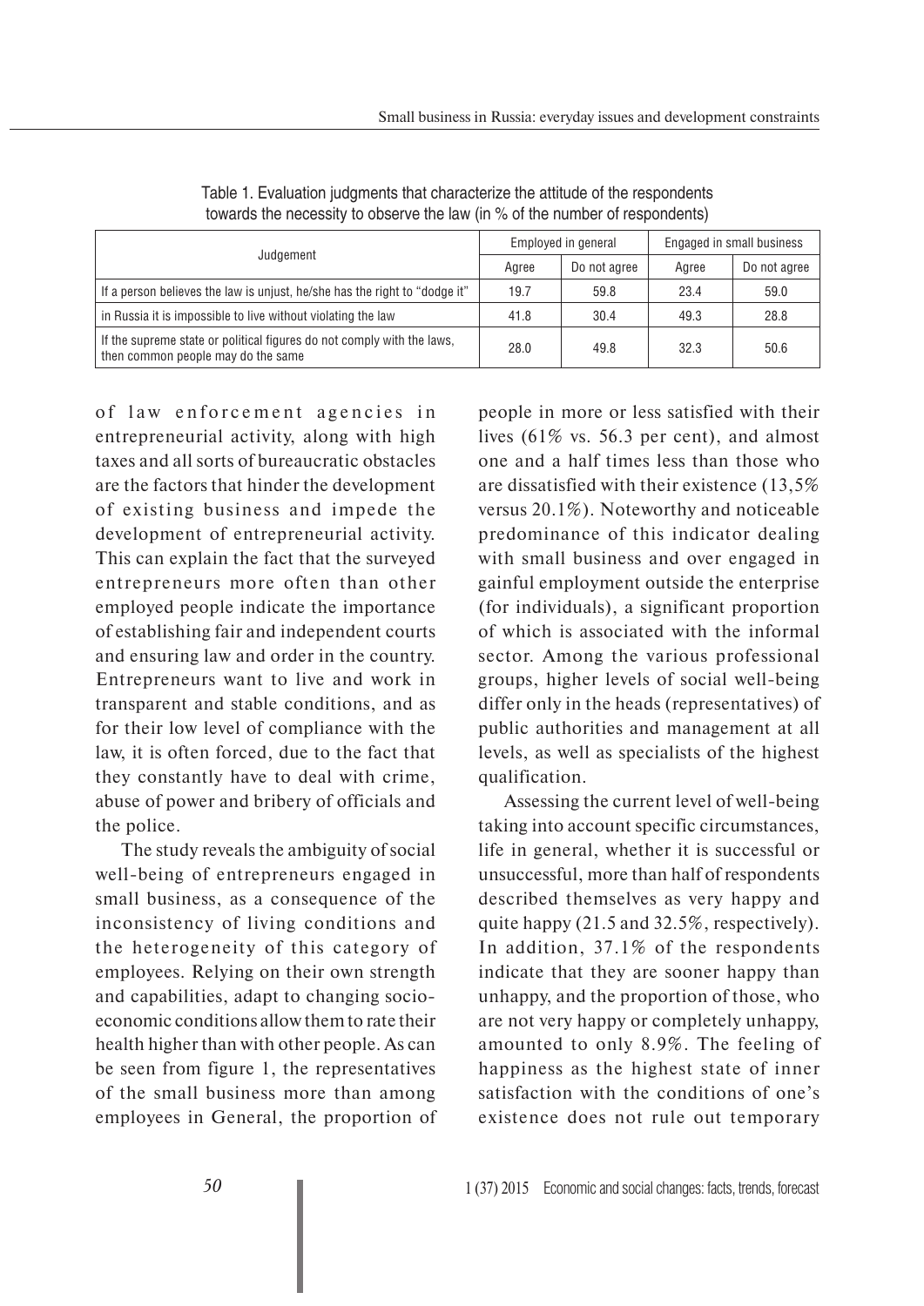Table 1. Evaluation judgments that characterize the attitude of the respondents towards the necessity to observe the law (in % of the number of respondents)

| Judgement | Employed in general | | Engaged in small business | |
|---|---|---|---|---|
| | Agree | Do not agree | Agree | Do not agree |
| If a person believes the law is unjust, he/she has the right to "dodge it" | 19.7 | 59.8 | 23.4 | 59.0 |
| in Russia it is impossible to live without violating the law | 41.8 | 30.4 | 49.3 | 28.8 |
| If the supreme state or political figures do not comply with the laws, then common people may do the same | 28.0 | 49.8 | 32.3 | 50.6 |

of law enforcement agencies in entrepreneurial activity, along with high taxes and all sorts of bureaucratic obstacles are the factors that hinder the development of existing business and impede the development of entrepreneurial activity. This can explain the fact that the surveyed entrepreneurs more often than other employed people indicate the importance of establishing fair and independent courts and ensuring law and order in the country. Entrepreneurs want to live and work in transparent and stable conditions, and as for their low level of compliance with the law, it is often forced, due to the fact that they constantly have to deal with crime, abuse of power and bribery of officials and the police.

The study reveals the ambiguity of social well-being of entrepreneurs engaged in small business, as a consequence of the inconsistency of living conditions and the heterogeneity of this category of employees. Relying on their own strength and capabilities, adapt to changing socio-economic conditions allow them to rate their health higher than with other people. As can be seen from figure 1, the representatives of the small business more than among employees in General, the proportion of people in more or less satisfied with their lives (61% vs. 56.3 per cent), and almost one and a half times less than those who are dissatisfied with their existence (13,5% versus 20.1%). Noteworthy and noticeable predominance of this indicator dealing with small business and over engaged in gainful employment outside the enterprise (for individuals), a significant proportion of which is associated with the informal sector. Among the various professional groups, higher levels of social well-being differ only in the heads (representatives) of public authorities and management at all levels, as well as specialists of the highest qualification.

Assessing the current level of well-being taking into account specific circumstances, life in general, whether it is successful or unsuccessful, more than half of respondents described themselves as very happy and quite happy (21.5 and 32.5%, respectively). In addition, 37.1% of the respondents indicate that they are sooner happy than unhappy, and the proportion of those, who are not very happy or completely unhappy, amounted to only 8.9%. The feeling of happiness as the highest state of inner satisfaction with the conditions of one's existence does not rule out temporary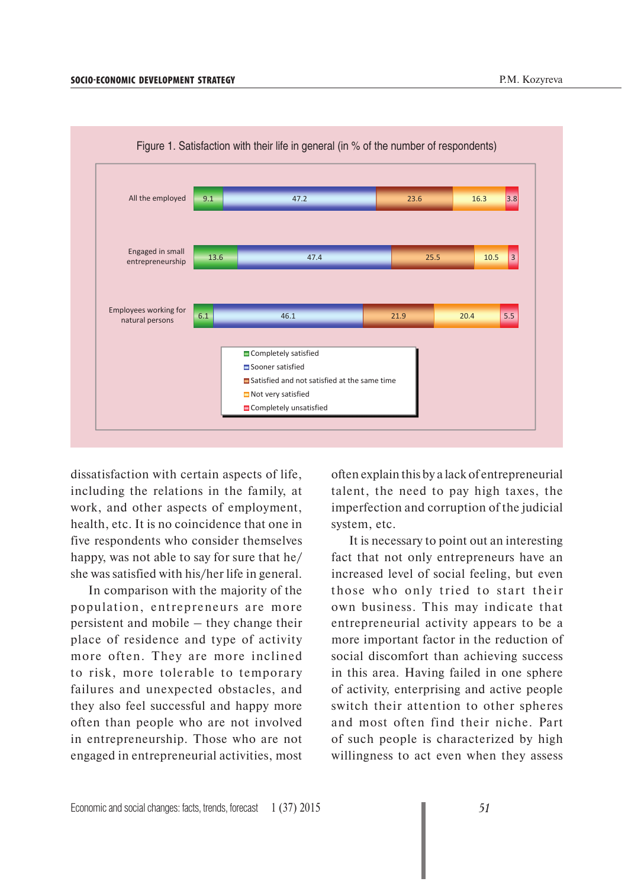Figure 1. Satisfaction with their life in general (in % of the number of respondents)

| | Completely satisfied | Sooner satisfied | Satisfied and not satisfied at the same time | Not very satisfied | Completely unsatisfied |
|---|---|---|---|---|---|
| All the employed | 9.1 | 47.2 | 23.6 | 16.3 | 3.8 |
| Engaged in small entrepreneurship | 13.6 | 47.4 | 25.5 | 10.5 | 3 |
| Employees working for natural persons | 6.1 | 46.1 | 21.9 | 20.4 | 5.5 |

dissatisfaction with certain aspects of life, including the relations in the family, at work, and other aspects of employment, health, etc. It is no coincidence that one in five respondents who consider themselves happy, was not able to say for sure that he/she was satisfied with his/her life in general.

In comparison with the majority of the population, entrepreneurs are more persistent and mobile – they change their place of residence and type of activity more often. They are more inclined to risk, more tolerable to temporary failures and unexpected obstacles, and they also feel successful and happy more often than people who are not involved in entrepreneurship. Those who are not engaged in entrepreneurial activities, most often explain this by a lack of entrepreneurial talent, the need to pay high taxes, the imperfection and corruption of the judicial system, etc.

It is necessary to point out an interesting fact that not only entrepreneurs have an increased level of social feeling, but even those who only tried to start their own business. This may indicate that entrepreneurial activity appears to be a more important factor in the reduction of social discomfort than achieving success in this area. Having failed in one sphere of activity, enterprising and active people switch their attention to other spheres and most often find their niche. Part of such people is characterized by high willingness to act even when they assess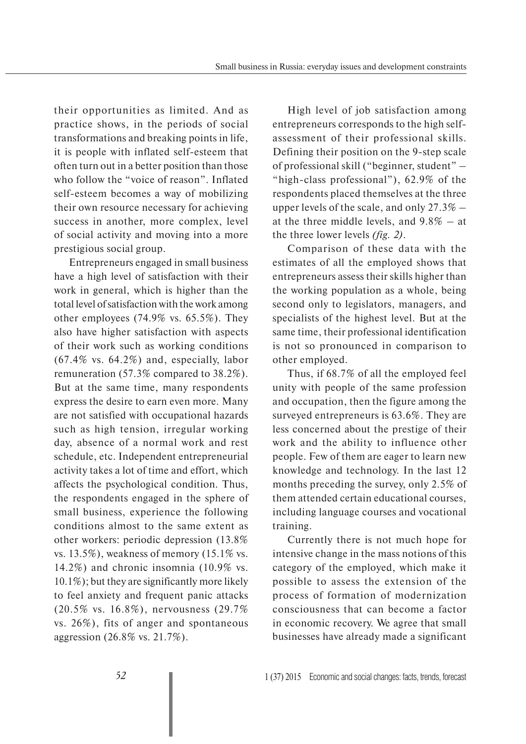their opportunities as limited. And as practice shows, in the periods of social transformations and breaking points in life, it is people with inflated self-esteem that often turn out in a better position than those who follow the "voice of reason". Inflated self-esteem becomes a way of mobilizing their own resource necessary for achieving success in another, more complex, level of social activity and moving into a more prestigious social group.

Entrepreneurs engaged in small business have a high level of satisfaction with their work in general, which is higher than the total level of satisfaction with the work among other employees (74.9% vs. 65.5%). They also have higher satisfaction with aspects of their work such as working conditions (67.4% vs. 64.2%) and, especially, labor remuneration (57.3% compared to 38.2%). But at the same time, many respondents express the desire to earn even more. Many are not satisfied with occupational hazards such as high tension, irregular working day, absence of a normal work and rest schedule, etc. Independent entrepreneurial activity takes a lot of time and effort, which affects the psychological condition. Thus, the respondents engaged in the sphere of small business, experience the following conditions almost to the same extent as other workers: periodic depression (13.8% vs. 13.5%), weakness of memory (15.1% vs. 14.2%) and chronic insomnia (10.9% vs. 10.1%); but they are significantly more likely to feel anxiety and frequent panic attacks (20.5% vs. 16.8%), nervousness (29.7% vs. 26%), fits of anger and spontaneous aggression (26.8% vs. 21.7%).

High level of job satisfaction among entrepreneurs corresponds to the high self-assessment of their professional skills. Defining their position on the 9-step scale of professional skill ("beginner, student" – "high-class professional"), 62.9% of the respondents placed themselves at the three upper levels of the scale, and only 27.3% – at the three middle levels, and 9.8% – at the three lower levels *(fig. 2)*.

Comparison of these data with the estimates of all the employed shows that entrepreneurs assess their skills higher than the working population as a whole, being second only to legislators, managers, and specialists of the highest level. But at the same time, their professional identification is not so pronounced in comparison to other employed.

Thus, if 68.7% of all the employed feel unity with people of the same profession and occupation, then the figure among the surveyed entrepreneurs is 63.6%. They are less concerned about the prestige of their work and the ability to influence other people. Few of them are eager to learn new knowledge and technology. In the last 12 months preceding the survey, only 2.5% of them attended certain educational courses, including language courses and vocational training.

Currently there is not much hope for intensive change in the mass notions of this category of the employed, which make it possible to assess the extension of the process of formation of modernization consciousness that can become a factor in economic recovery. We agree that small businesses have already made a significant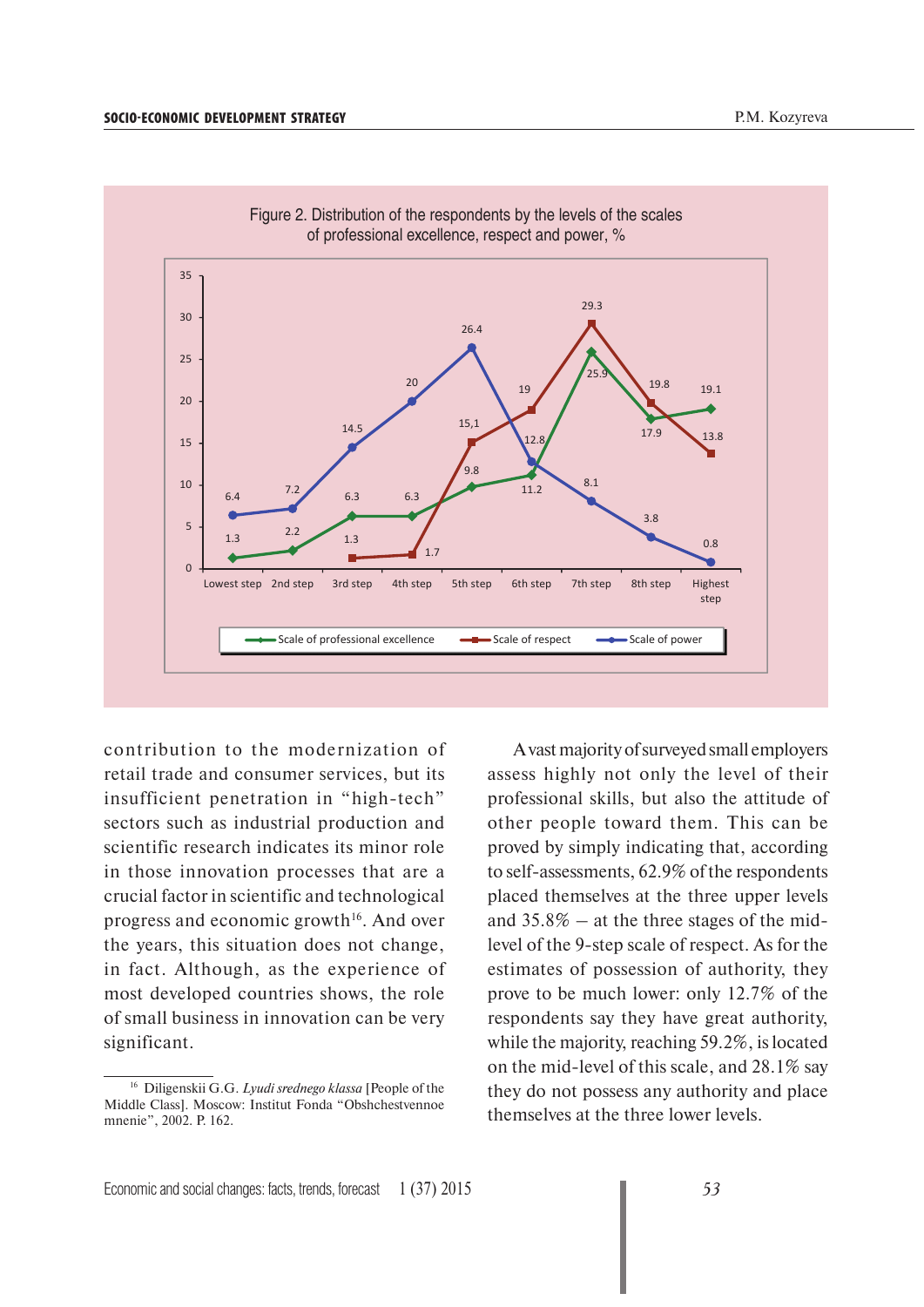Figure 2. Distribution of the respondents by the levels of the scales of professional excellence, respect and power, %

| | Lowest step | 2nd step | 3rd step | 4th step | 5th step | 6th step | 7th step | 8th step | Highest step |
|---|---|---|---|---|---|---|---|---|---|
| Scale of professional excellence | 1.3 | 2.2 | 6.3 | 6.3 | 9.8 | 11.2 | 25.9 | 17.9 | 19.1 |
| Scale of respect | | | 1.3 | 1.7 | 15,1 | 19 | 29.3 | 19.8 | 13.8 |
| Scale of power | 6.4 | 7.2 | 14.5 | 20 | 26.4 | 12.8 | 8.1 | 3.8 | 0.8 |

contribution to the modernization of retail trade and consumer services, but its insufficient penetration in "high-tech" sectors such as industrial production and scientific research indicates its minor role in those innovation processes that are a crucial factor in scientific and technological progress and economic growth[16]. And over the years, this situation does not change, in fact. Although, as the experience of most developed countries shows, the role of small business in innovation can be very significant.

A vast majority of surveyed small employers assess highly not only the level of their professional skills, but also the attitude of other people toward them. This can be proved by simply indicating that, according to self-assessments, 62.9% of the respondents placed themselves at the three upper levels and 35.8% – at the three stages of the mid-level of the 9-step scale of respect. As for the estimates of possession of authority, they prove to be much lower: only 12.7% of the respondents say they have great authority, while the majority, reaching 59.2%, is located on the mid-level of this scale, and 28.1% say they do not possess any authority and place themselves at the three lower levels.

[16] Diligenskii G.G. *Lyudi srednego klassa* [People of the Middle Class]. Moscow: Institut Fonda "Obshchestvennoe mnenie", 2002. P. 162.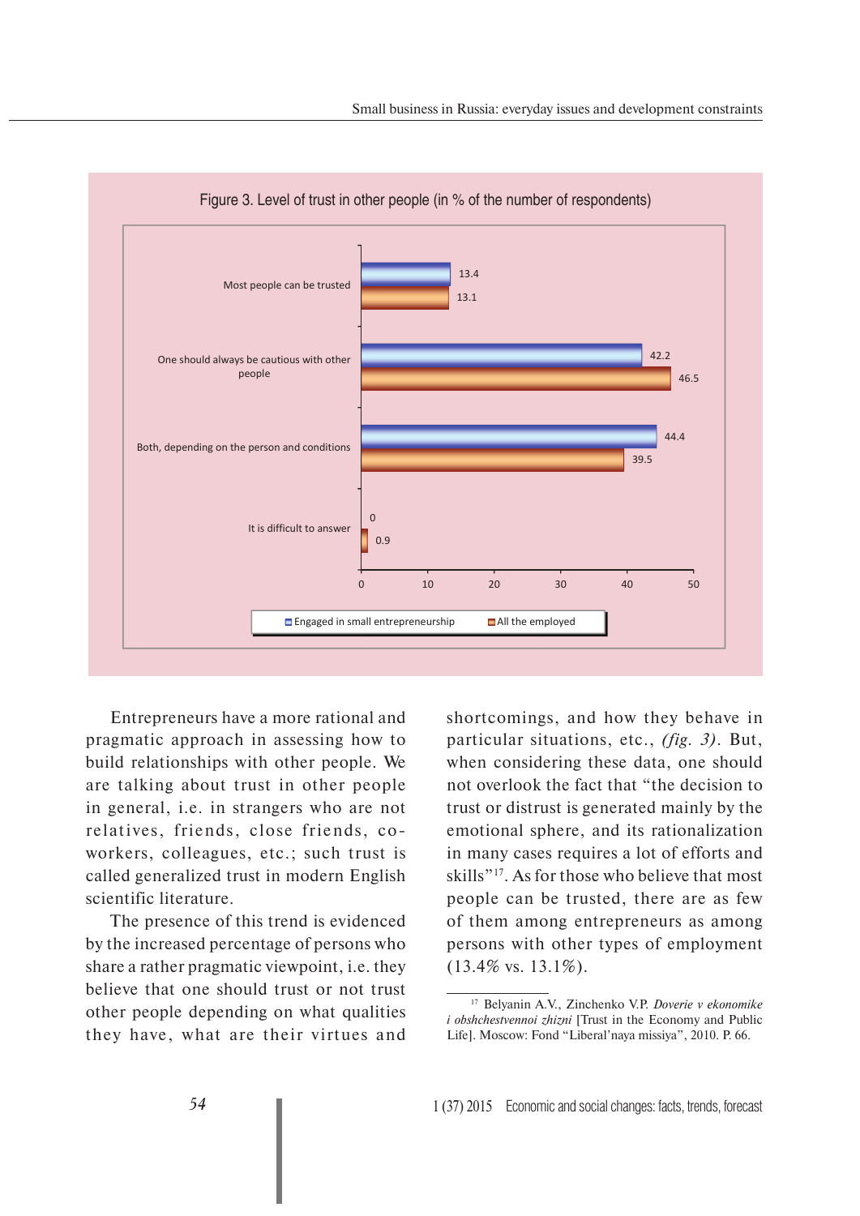Figure 3. Level of trust in other people (in % of the number of respondents)

| | Engaged in small entrepreneurship | All the employed |
|---|---|---|
| Most people can be trusted | 13.4 | 13.1 |
| One should always be cautious with other people | 42.2 | 46.5 |
| Both, depending on the person and conditions | 44.4 | 39.5 |
| It is difficult to answer | 0 | 0.9 |

Entrepreneurs have a more rational and pragmatic approach in assessing how to build relationships with other people. We are talking about trust in other people in general, i.e. in strangers who are not relatives, friends, close friends, co-workers, colleagues, etc.; such trust is called generalized trust in modern English scientific literature.

The presence of this trend is evidenced by the increased percentage of persons who share a rather pragmatic viewpoint, i.e. they believe that one should trust or not trust other people depending on what qualities they have, what are their virtues and shortcomings, and how they behave in particular situations, etc., *(fig. 3)*. But, when considering these data, one should not overlook the fact that "the decision to trust or distrust is generated mainly by the emotional sphere, and its rationalization in many cases requires a lot of efforts and skills"[17]. As for those who believe that most people can be trusted, there are as few of them among entrepreneurs as among persons with other types of employment (13.4% vs. 13.1%).

[17] Belyanin A.V., Zinchenko V.P. *Doverie v ekonomike i obshchestvennoi zhizni* [Trust in the Economy and Public Life]. Moscow: Fond "Liberal'naya missiya", 2010. P. 66.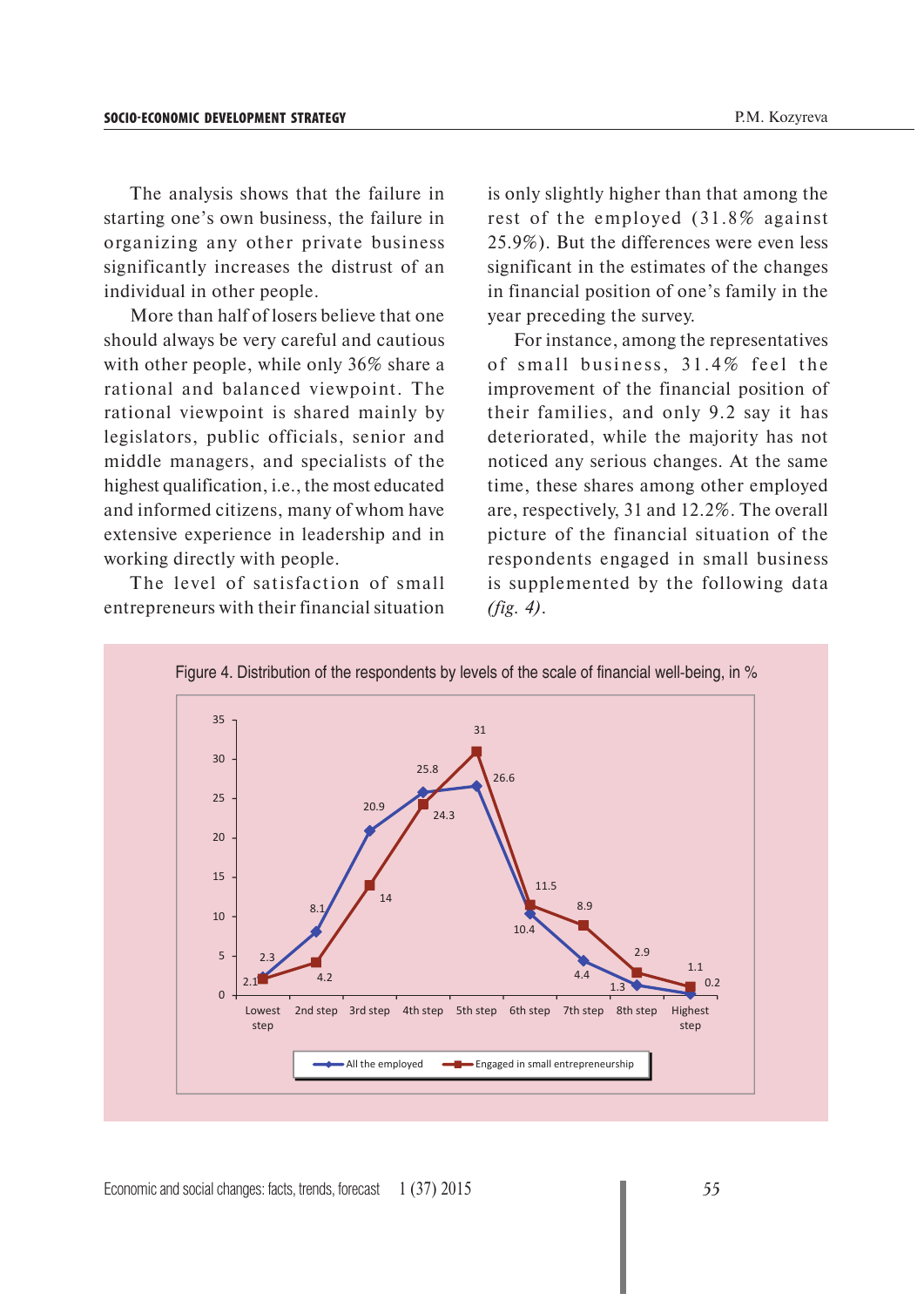The analysis shows that the failure in starting one's own business, the failure in organizing any other private business significantly increases the distrust of an individual in other people.

More than half of losers believe that one should always be very careful and cautious with other people, while only 36% share a rational and balanced viewpoint. The rational viewpoint is shared mainly by legislators, public officials, senior and middle managers, and specialists of the highest qualification, i.e., the most educated and informed citizens, many of whom have extensive experience in leadership and in working directly with people.

The level of satisfaction of small entrepreneurs with their financial situation is only slightly higher than that among the rest of the employed (31.8% against 25.9%). But the differences were even less significant in the estimates of the changes in financial position of one's family in the year preceding the survey.

For instance, among the representatives of small business, 31.4% feel the improvement of the financial position of their families, and only 9.2 say it has deteriorated, while the majority has not noticed any serious changes. At the same time, these shares among other employed are, respectively, 31 and 12.2%. The overall picture of the financial situation of the respondents engaged in small business is supplemented by the following data *(fig. 4)*.

Figure 4. Distribution of the respondents by levels of the scale of financial well-being, in %

| Step | All the employed | Engaged in small entrepreneurship |
|---|---|---|
| Lowest step | 2.3 | 2.1 |
| 2nd step | 8.1 | 4.2 |
| 3rd step | 20.9 | 14 |
| 4th step | 25.8 | 24.3 |
| 5th step | 26.6 | 31 |
| 6th step | 10.4 | 11.5 |
| 7th step | 4.4 | 8.9 |
| 8th step | 1.3 | 2.9 |
| Highest step | 0.2 | 1.1 |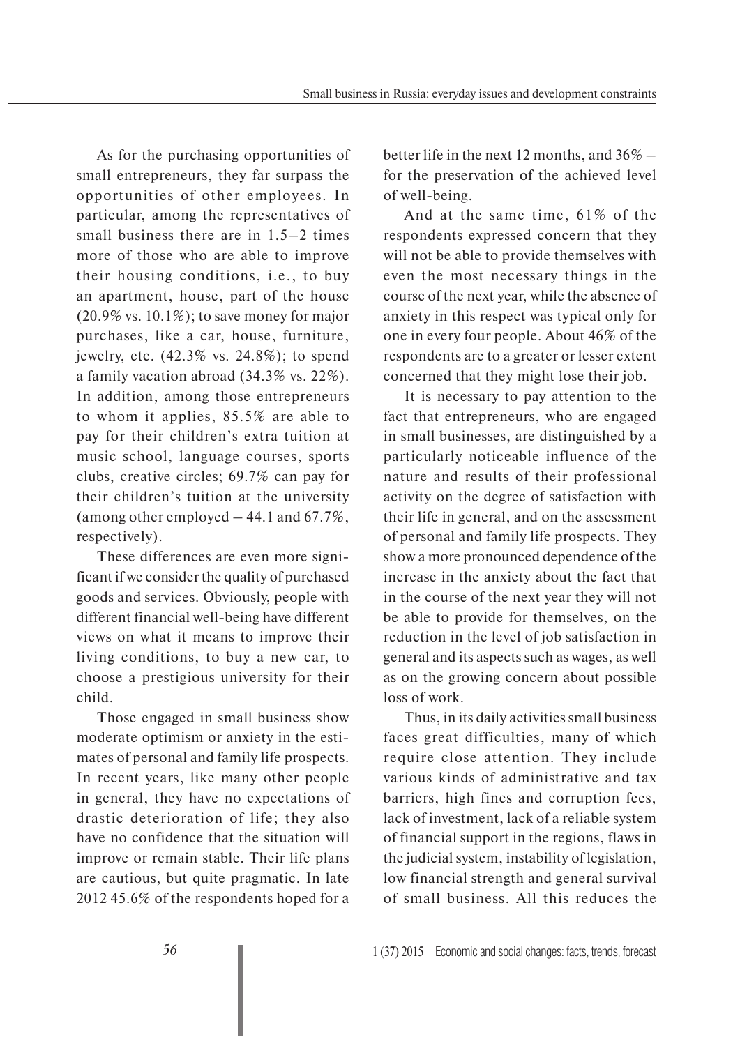As for the purchasing opportunities of small entrepreneurs, they far surpass the opportunities of other employees. In particular, among the representatives of small business there are in 1.5–2 times more of those who are able to improve their housing conditions, i.e., to buy an apartment, house, part of the house (20.9% vs. 10.1%); to save money for major purchases, like a car, house, furniture, jewelry, etc. (42.3% vs. 24.8%); to spend a family vacation abroad (34.3% vs. 22%). In addition, among those entrepreneurs to whom it applies, 85.5% are able to pay for their children's extra tuition at music school, language courses, sports clubs, creative circles; 69.7% can pay for their children's tuition at the university (among other employed – 44.1 and 67.7%, respectively).

These differences are even more significant if we consider the quality of purchased goods and services. Obviously, people with different financial well-being have different views on what it means to improve their living conditions, to buy a new car, to choose a prestigious university for their child.

Those engaged in small business show moderate optimism or anxiety in the estimates of personal and family life prospects. In recent years, like many other people in general, they have no expectations of drastic deterioration of life; they also have no confidence that the situation will improve or remain stable. Their life plans are cautious, but quite pragmatic. In late 2012 45.6% of the respondents hoped for a better life in the next 12 months, and 36% – for the preservation of the achieved level of well-being.

And at the same time, 61% of the respondents expressed concern that they will not be able to provide themselves with even the most necessary things in the course of the next year, while the absence of anxiety in this respect was typical only for one in every four people. About 46% of the respondents are to a greater or lesser extent concerned that they might lose their job.

It is necessary to pay attention to the fact that entrepreneurs, who are engaged in small businesses, are distinguished by a particularly noticeable influence of the nature and results of their professional activity on the degree of satisfaction with their life in general, and on the assessment of personal and family life prospects. They show a more pronounced dependence of the increase in the anxiety about the fact that in the course of the next year they will not be able to provide for themselves, on the reduction in the level of job satisfaction in general and its aspects such as wages, as well as on the growing concern about possible loss of work.

Thus, in its daily activities small business faces great difficulties, many of which require close attention. They include various kinds of administrative and tax barriers, high fines and corruption fees, lack of investment, lack of a reliable system of financial support in the regions, flaws in the judicial system, instability of legislation, low financial strength and general survival of small business. All this reduces the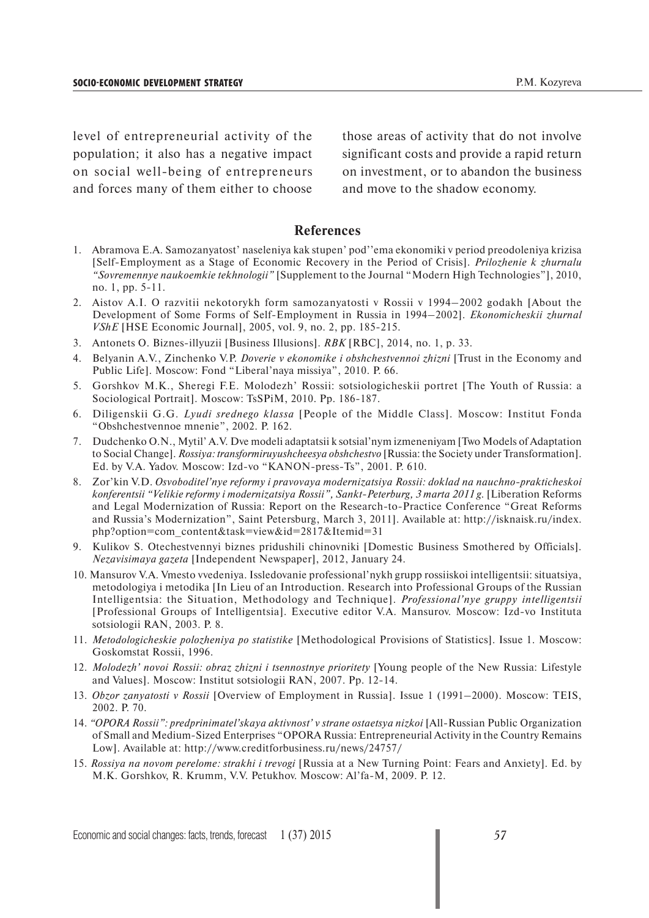level of entrepreneurial activity of the population; it also has a negative impact on social well-being of entrepreneurs and forces many of them either to choose those areas of activity that do not involve significant costs and provide a rapid return on investment, or to abandon the business and move to the shadow economy.

## References

1. Abramova E.A. Samozanyatost' naseleniya kak stupen' pod''ema ekonomiki v period preodoleniya krizisa [Self-Employment as a Stage of Economic Recovery in the Period of Crisis]. *Prilozhenie k zhurnalu "Sovremennye naukoemkie tekhnologii"* [Supplement to the Journal "Modern High Technologies"], 2010, no. 1, pp. 5-11.
2. Aistov A.I. O razvitii nekotorykh form samozanyatosti v Rossii v 1994–2002 godakh [About the Development of Some Forms of Self-Employment in Russia in 1994–2002]. *Ekonomicheskii zhurnal VShE* [HSE Economic Journal], 2005, vol. 9, no. 2, pp. 185-215.
3. Antonets O. Biznes-illyuzii [Business Illusions]. *RBK* [RBC], 2014, no. 1, p. 33.
4. Belyanin A.V., Zinchenko V.P. *Doverie v ekonomike i obshchestvennoi zhizni* [Trust in the Economy and Public Life]. Moscow: Fond "Liberal'naya missiya", 2010. P. 66.
5. Gorshkov M.K., Sheregi F.E. Molodezh' Rossii: sotsiologicheskii portret [The Youth of Russia: a Sociological Portrait]. Moscow: TsSPiM, 2010. Pp. 186-187.
6. Diligenskii G.G. *Lyudi srednego klassa* [People of the Middle Class]. Moscow: Institut Fonda "Obshchestvennoe mnenie", 2002. P. 162.
7. Dudchenko O.N., Mytil' A.V. Dve modeli adaptatsii k sotsial'nym izmeneniyam [Two Models of Adaptation to Social Change]. *Rossiya: transformiruyushcheesya obshchestvo* [Russia: the Society under Transformation]. Ed. by V.A. Yadov. Moscow: Izd-vo "KANON-press-Ts", 2001. P. 610.
8. Zor'kin V.D. *Osvoboditel'nye reformy i pravovaya modernizatsiya Rossii: doklad na nauchno-prakticheskoi konferentsii "Velikie reformy i modernizatsiya Rossii", Sankt-Peterburg, 3 marta 2011 g.* [Liberation Reforms and Legal Modernization of Russia: Report on the Research-to-Practice Conference "Great Reforms and Russia's Modernization", Saint Petersburg, March 3, 2011]. Available at: http://isknaisk.ru/index.php?option=com_content&task=view&id=2817&Itemid=31
9. Kulikov S. Otechestvennyi biznes pridushili chinovniki [Domestic Business Smothered by Officials]. *Nezavisimaya gazeta* [Independent Newspaper], 2012, January 24.
10. Mansurov V.A. Vmesto vvedeniya. Issledovanie professional'nykh grupp rossiiskoi intelligentsii: situatsiya, metodologiya i metodika [In Lieu of an Introduction. Research into Professional Groups of the Russian Intelligentsia: the Situation, Methodology and Technique]. *Professional'nye gruppy intelligentsii* [Professional Groups of Intelligentsia]. Executive editor V.A. Mansurov. Moscow: Izd-vo Instituta sotsiologii RAN, 2003. P. 8.
11. *Metodologicheskie polozheniya po statistike* [Methodological Provisions of Statistics]. Issue 1. Moscow: Goskomstat Rossii, 1996.
12. *Molodezh' novoi Rossii: obraz zhizni i tsennostnye prioritety* [Young people of the New Russia: Lifestyle and Values]. Moscow: Institut sotsiologii RAN, 2007. Pp. 12-14.
13. *Obzor zanyatosti v Rossii* [Overview of Employment in Russia]. Issue 1 (1991–2000). Moscow: TEIS, 2002. P. 70.
14. *"OPORA Rossii": predprinimatel'skaya aktivnost' v strane ostaetsya nizkoi* [All-Russian Public Organization of Small and Medium-Sized Enterprises "OPORA Russia: Entrepreneurial Activity in the Country Remains Low]. Available at: http://www.creditforbusiness.ru/news/24757/
15. *Rossiya na novom perelome: strakhi i trevogi* [Russia at a New Turning Point: Fears and Anxiety]. Ed. by M.K. Gorshkov, R. Krumm, V.V. Petukhov. Moscow: Al'fa-M, 2009. P. 12.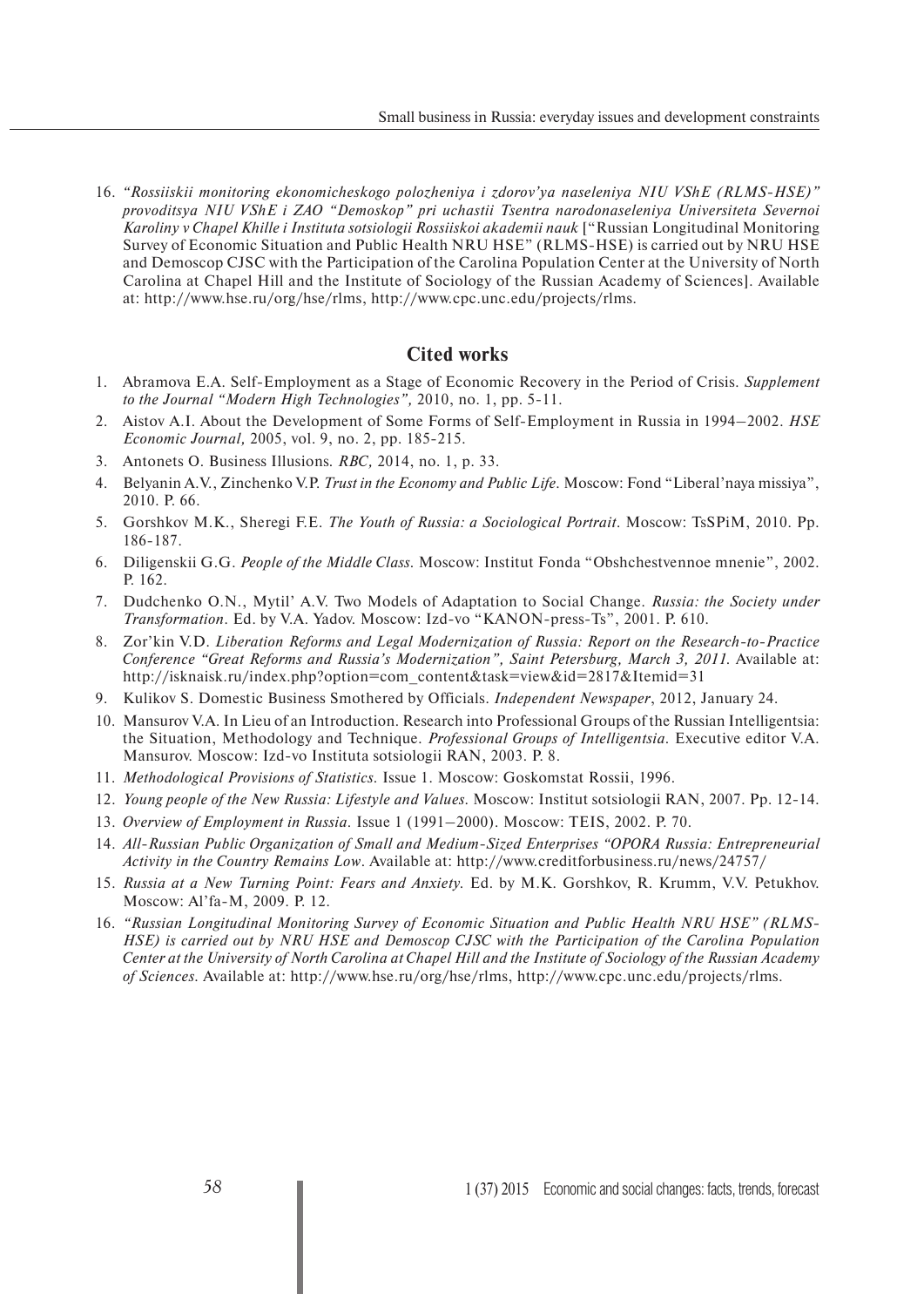16. *"Rossiiskii monitoring ekonomicheskogo polozheniya i zdorov'ya naseleniya NIU VShE (RLMS-HSE)" provoditsya NIU VShE i ZAO "Demoskop" pri uchastii Tsentra narodonaseleniya Universiteta Severnoi Karoliny v Chapel Khille i Instituta sotsiologii Rossiiskoi akademii nauk* ["Russian Longitudinal Monitoring Survey of Economic Situation and Public Health NRU HSE" (RLMS-HSE) is carried out by NRU HSE and Demoscop CJSC with the Participation of the Carolina Population Center at the University of North Carolina at Chapel Hill and the Institute of Sociology of the Russian Academy of Sciences]. Available at: http://www.hse.ru/org/hse/rlms, http://www.cpc.unc.edu/projects/rlms.

## Cited works

1. Abramova E.A. Self-Employment as a Stage of Economic Recovery in the Period of Crisis. *Supplement to the Journal "Modern High Technologies",* 2010, no. 1, pp. 5-11.
2. Aistov A.I. About the Development of Some Forms of Self-Employment in Russia in 1994–2002. *HSE Economic Journal,* 2005, vol. 9, no. 2, pp. 185-215.
3. Antonets O. Business Illusions. *RBC,* 2014, no. 1, p. 33.
4. Belyanin A.V., Zinchenko V.P. *Trust in the Economy and Public Life.* Moscow: Fond "Liberal'naya missiya", 2010. P. 66.
5. Gorshkov M.K., Sheregi F.E. *The Youth of Russia: a Sociological Portrait.* Moscow: TsSPiM, 2010. Pp. 186-187.
6. Diligenskii G.G. *People of the Middle Class.* Moscow: Institut Fonda "Obshchestvennoe mnenie", 2002. P. 162.
7. Dudchenko O.N., Mytil' A.V. Two Models of Adaptation to Social Change. *Russia: the Society under Transformation.* Ed. by V.A. Yadov. Moscow: Izd-vo "KANON-press-Ts", 2001. P. 610.
8. Zor'kin V.D. *Liberation Reforms and Legal Modernization of Russia: Report on the Research-to-Practice Conference "Great Reforms and Russia's Modernization", Saint Petersburg, March 3, 2011.* Available at: http://isknaisk.ru/index.php?option=com_content&task=view&id=2817&Itemid=31
9. Kulikov S. Domestic Business Smothered by Officials. *Independent Newspaper*, 2012, January 24.
10. Mansurov V.A. In Lieu of an Introduction. Research into Professional Groups of the Russian Intelligentsia: the Situation, Methodology and Technique. *Professional Groups of Intelligentsia.* Executive editor V.A. Mansurov. Moscow: Izd-vo Instituta sotsiologii RAN, 2003. P. 8.
11. *Methodological Provisions of Statistics.* Issue 1. Moscow: Goskomstat Rossii, 1996.
12. *Young people of the New Russia: Lifestyle and Values.* Moscow: Institut sotsiologii RAN, 2007. Pp. 12-14.
13. *Overview of Employment in Russia.* Issue 1 (1991–2000). Moscow: TEIS, 2002. P. 70.
14. *All-Russian Public Organization of Small and Medium-Sized Enterprises "OPORA Russia: Entrepreneurial Activity in the Country Remains Low*. Available at: http://www.creditforbusiness.ru/news/24757/
15. *Russia at a New Turning Point: Fears and Anxiety.* Ed. by M.K. Gorshkov, R. Krumm, V.V. Petukhov. Moscow: Al'fa-M, 2009. P. 12.
16. *"Russian Longitudinal Monitoring Survey of Economic Situation and Public Health NRU HSE" (RLMS-HSE) is carried out by NRU HSE and Demoscop CJSC with the Participation of the Carolina Population Center at the University of North Carolina at Chapel Hill and the Institute of Sociology of the Russian Academy of Sciences.* Available at: http://www.hse.ru/org/hse/rlms, http://www.cpc.unc.edu/projects/rlms.